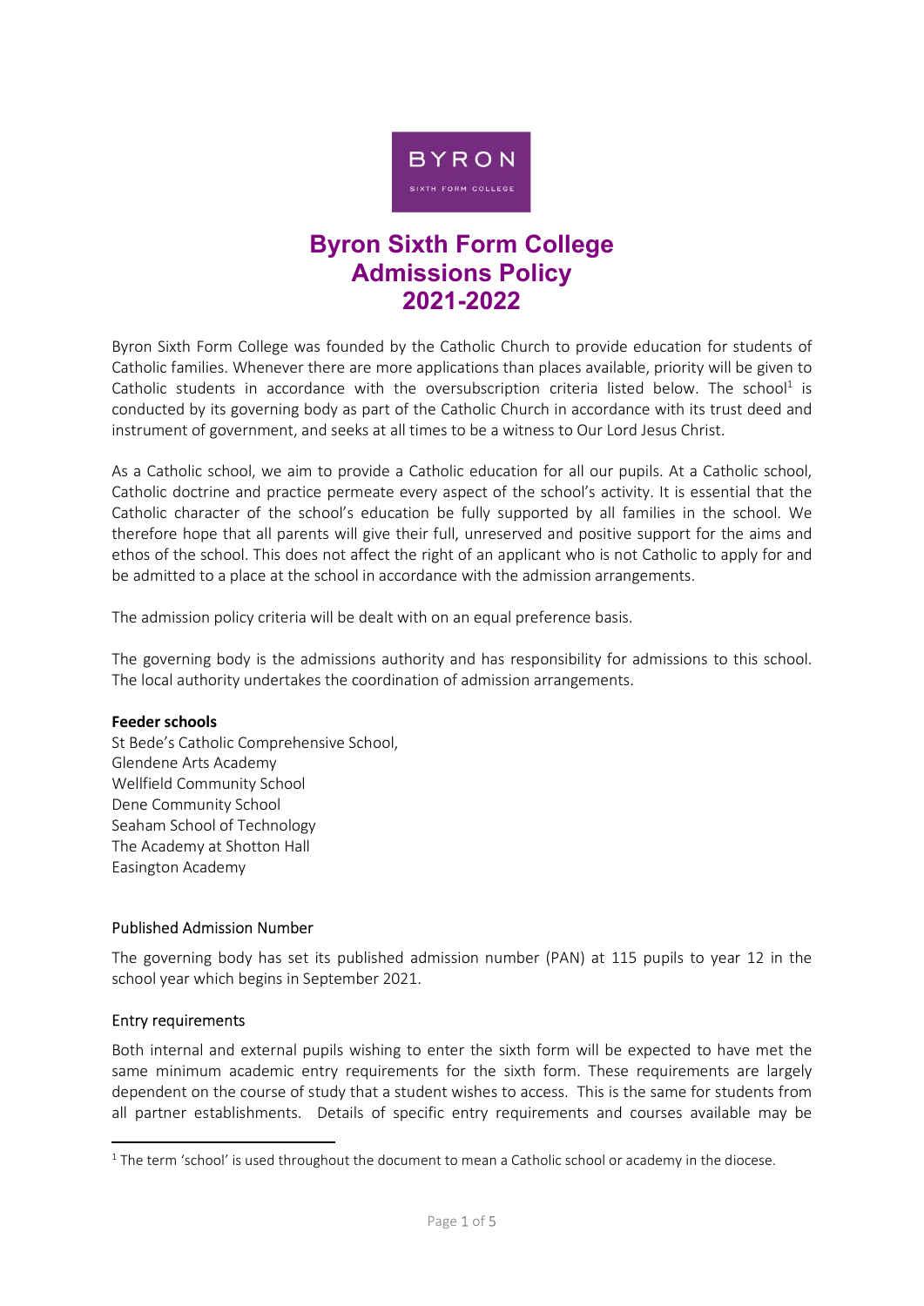# Byron Sixth Form College Admissions Policy 2021-2022

Byron Sixth Form College was founded by the Catholic Church to provide education for students of Catholic families. Whenever there are more applications than places available, priority will be given to Catholic students in accordance with the oversubscription criteria listed below. The school[1] is conducted by its governing body as part of the Catholic Church in accordance with its trust deed and instrument of government, and seeks at all times to be a witness to Our Lord Jesus Christ.

As a Catholic school, we aim to provide a Catholic education for all our pupils. At a Catholic school, Catholic doctrine and practice permeate every aspect of the school's activity. It is essential that the Catholic character of the school's education be fully supported by all families in the school. We therefore hope that all parents will give their full, unreserved and positive support for the aims and ethos of the school. This does not affect the right of an applicant who is not Catholic to apply for and be admitted to a place at the school in accordance with the admission arrangements.

The admission policy criteria will be dealt with on an equal preference basis.

The governing body is the admissions authority and has responsibility for admissions to this school. The local authority undertakes the coordination of admission arrangements.

**Feeder schools**

St Bede's Catholic Comprehensive School,
Glendene Arts Academy
Wellfield Community School
Dene Community School
Seaham School of Technology
The Academy at Shotton Hall
Easington Academy

## Published Admission Number

The governing body has set its published admission number (PAN) at 115 pupils to year 12 in the school year which begins in September 2021.

## Entry requirements

Both internal and external pupils wishing to enter the sixth form will be expected to have met the same minimum academic entry requirements for the sixth form. These requirements are largely dependent on the course of study that a student wishes to access. This is the same for students from all partner establishments. Details of specific entry requirements and courses available may be

[1] The term 'school' is used throughout the document to mean a Catholic school or academy in the diocese.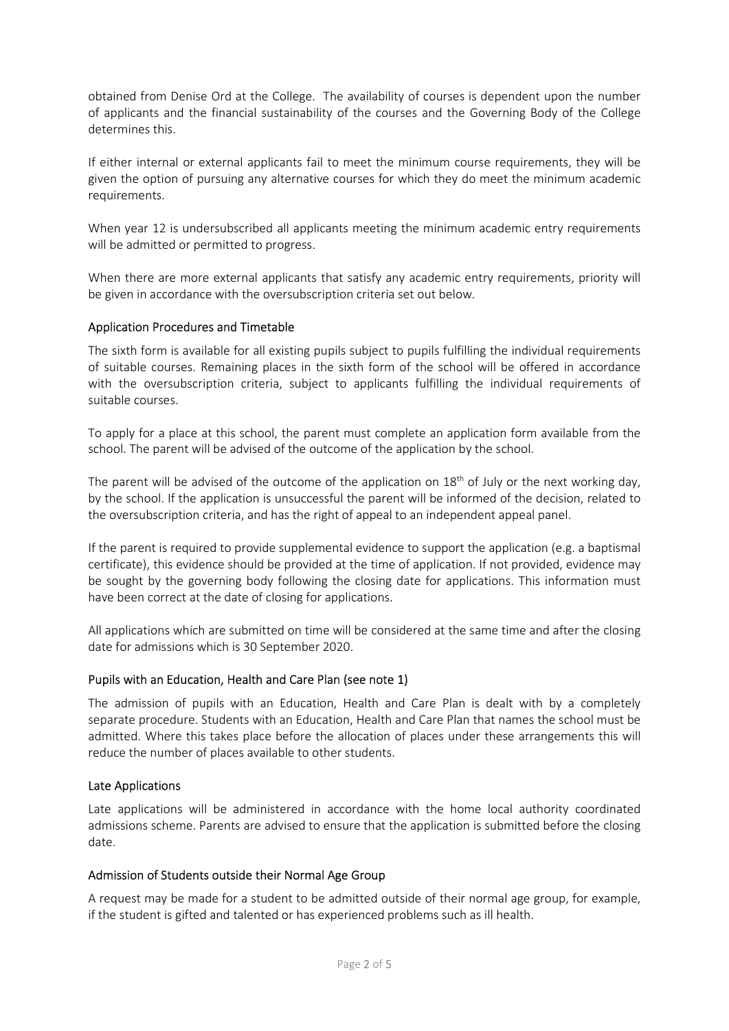obtained from Denise Ord at the College. The availability of courses is dependent upon the number of applicants and the financial sustainability of the courses and the Governing Body of the College determines this.

If either internal or external applicants fail to meet the minimum course requirements, they will be given the option of pursuing any alternative courses for which they do meet the minimum academic requirements.

When year 12 is undersubscribed all applicants meeting the minimum academic entry requirements will be admitted or permitted to progress.

When there are more external applicants that satisfy any academic entry requirements, priority will be given in accordance with the oversubscription criteria set out below.

### Application Procedures and Timetable

The sixth form is available for all existing pupils subject to pupils fulfilling the individual requirements of suitable courses. Remaining places in the sixth form of the school will be offered in accordance with the oversubscription criteria, subject to applicants fulfilling the individual requirements of suitable courses.

To apply for a place at this school, the parent must complete an application form available from the school. The parent will be advised of the outcome of the application by the school.

The parent will be advised of the outcome of the application on 18th of July or the next working day, by the school. If the application is unsuccessful the parent will be informed of the decision, related to the oversubscription criteria, and has the right of appeal to an independent appeal panel.

If the parent is required to provide supplemental evidence to support the application (e.g. a baptismal certificate), this evidence should be provided at the time of application. If not provided, evidence may be sought by the governing body following the closing date for applications. This information must have been correct at the date of closing for applications.

All applications which are submitted on time will be considered at the same time and after the closing date for admissions which is 30 September 2020.

### Pupils with an Education, Health and Care Plan (see note 1)

The admission of pupils with an Education, Health and Care Plan is dealt with by a completely separate procedure. Students with an Education, Health and Care Plan that names the school must be admitted. Where this takes place before the allocation of places under these arrangements this will reduce the number of places available to other students.

### Late Applications

Late applications will be administered in accordance with the home local authority coordinated admissions scheme. Parents are advised to ensure that the application is submitted before the closing date.

### Admission of Students outside their Normal Age Group

A request may be made for a student to be admitted outside of their normal age group, for example, if the student is gifted and talented or has experienced problems such as ill health.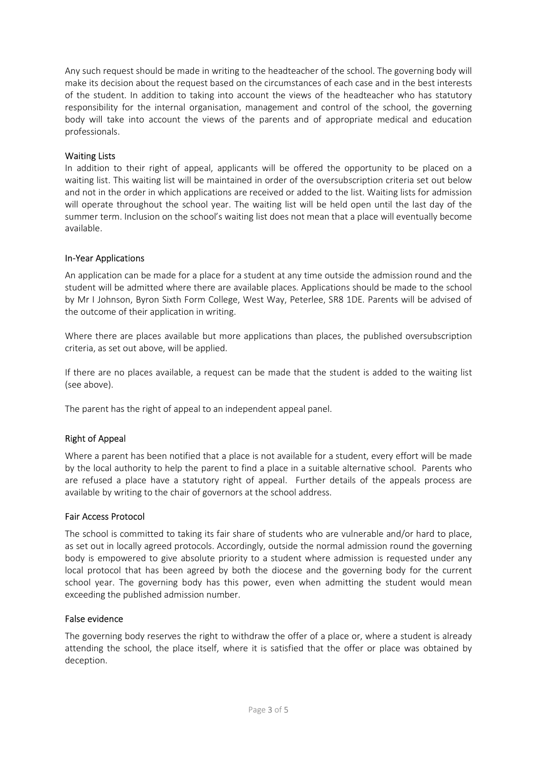Any such request should be made in writing to the headteacher of the school. The governing body will make its decision about the request based on the circumstances of each case and in the best interests of the student. In addition to taking into account the views of the headteacher who has statutory responsibility for the internal organisation, management and control of the school, the governing body will take into account the views of the parents and of appropriate medical and education professionals.

## Waiting Lists

In addition to their right of appeal, applicants will be offered the opportunity to be placed on a waiting list. This waiting list will be maintained in order of the oversubscription criteria set out below and not in the order in which applications are received or added to the list. Waiting lists for admission will operate throughout the school year. The waiting list will be held open until the last day of the summer term. Inclusion on the school's waiting list does not mean that a place will eventually become available.

## In-Year Applications

An application can be made for a place for a student at any time outside the admission round and the student will be admitted where there are available places. Applications should be made to the school by Mr I Johnson, Byron Sixth Form College, West Way, Peterlee, SR8 1DE. Parents will be advised of the outcome of their application in writing.

Where there are places available but more applications than places, the published oversubscription criteria, as set out above, will be applied.

If there are no places available, a request can be made that the student is added to the waiting list (see above).

The parent has the right of appeal to an independent appeal panel.

## Right of Appeal

Where a parent has been notified that a place is not available for a student, every effort will be made by the local authority to help the parent to find a place in a suitable alternative school. Parents who are refused a place have a statutory right of appeal. Further details of the appeals process are available by writing to the chair of governors at the school address.

## Fair Access Protocol

The school is committed to taking its fair share of students who are vulnerable and/or hard to place, as set out in locally agreed protocols. Accordingly, outside the normal admission round the governing body is empowered to give absolute priority to a student where admission is requested under any local protocol that has been agreed by both the diocese and the governing body for the current school year. The governing body has this power, even when admitting the student would mean exceeding the published admission number.

## False evidence

The governing body reserves the right to withdraw the offer of a place or, where a student is already attending the school, the place itself, where it is satisfied that the offer or place was obtained by deception.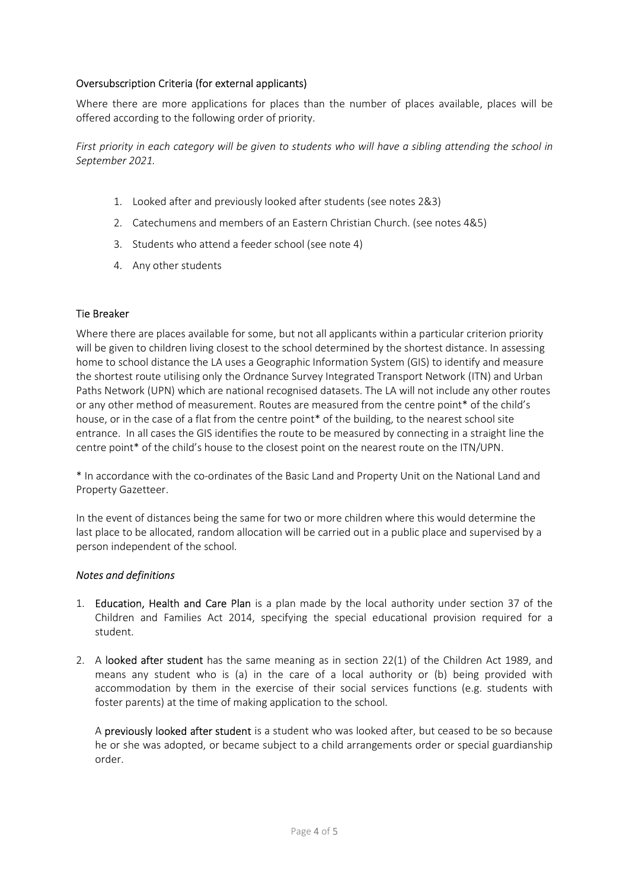## Oversubscription Criteria (for external applicants)

Where there are more applications for places than the number of places available, places will be offered according to the following order of priority.

*First priority in each category will be given to students who will have a sibling attending the school in September 2021.*

1. Looked after and previously looked after students (see notes 2&3)
2. Catechumens and members of an Eastern Christian Church. (see notes 4&5)
3. Students who attend a feeder school (see note 4)
4. Any other students

## Tie Breaker

Where there are places available for some, but not all applicants within a particular criterion priority will be given to children living closest to the school determined by the shortest distance. In assessing home to school distance the LA uses a Geographic Information System (GIS) to identify and measure the shortest route utilising only the Ordnance Survey Integrated Transport Network (ITN) and Urban Paths Network (UPN) which are national recognised datasets. The LA will not include any other routes or any other method of measurement. Routes are measured from the centre point* of the child's house, or in the case of a flat from the centre point* of the building, to the nearest school site entrance. In all cases the GIS identifies the route to be measured by connecting in a straight line the centre point* of the child's house to the closest point on the nearest route on the ITN/UPN.

* In accordance with the co-ordinates of the Basic Land and Property Unit on the National Land and Property Gazetteer.

In the event of distances being the same for two or more children where this would determine the last place to be allocated, random allocation will be carried out in a public place and supervised by a person independent of the school.

### *Notes and definitions*

1. **Education, Health and Care Plan** is a plan made by the local authority under section 37 of the Children and Families Act 2014, specifying the special educational provision required for a student.
2. A **looked after student** has the same meaning as in section 22(1) of the Children Act 1989, and means any student who is (a) in the care of a local authority or (b) being provided with accommodation by them in the exercise of their social services functions (e.g. students with foster parents) at the time of making application to the school.

   A **previously looked after student** is a student who was looked after, but ceased to be so because he or she was adopted, or became subject to a child arrangements order or special guardianship order.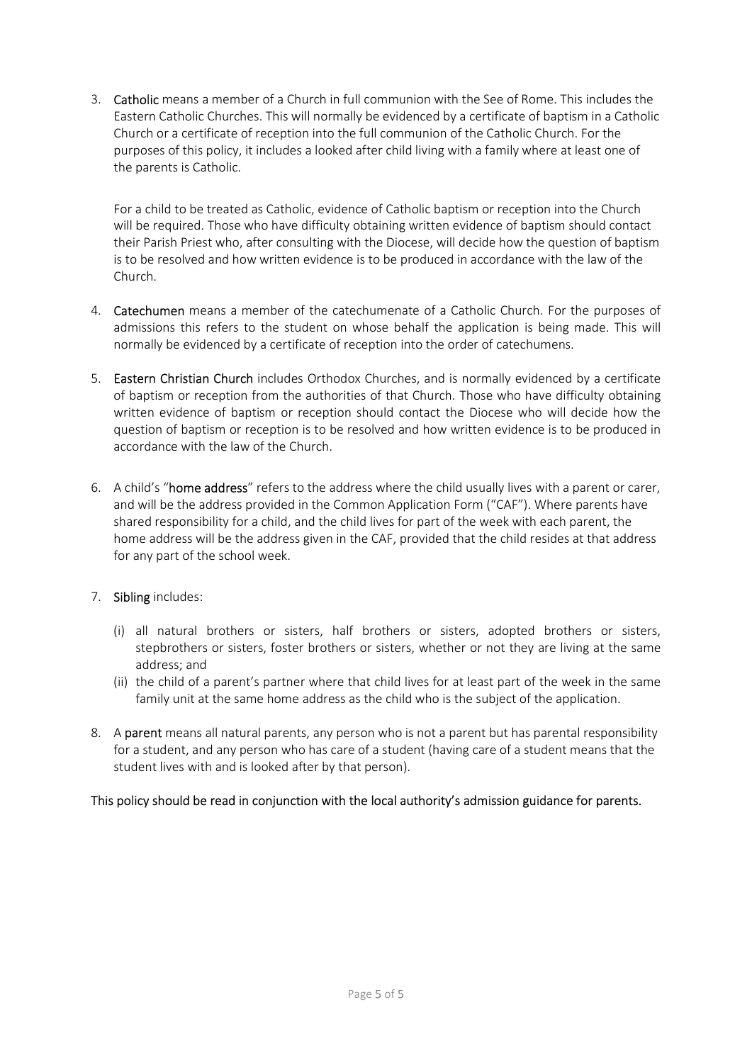3. **Catholic** means a member of a Church in full communion with the See of Rome. This includes the Eastern Catholic Churches. This will normally be evidenced by a certificate of baptism in a Catholic Church or a certificate of reception into the full communion of the Catholic Church. For the purposes of this policy, it includes a looked after child living with a family where at least one of the parents is Catholic.

   For a child to be treated as Catholic, evidence of Catholic baptism or reception into the Church will be required. Those who have difficulty obtaining written evidence of baptism should contact their Parish Priest who, after consulting with the Diocese, will decide how the question of baptism is to be resolved and how written evidence is to be produced in accordance with the law of the Church.

4. **Catechumen** means a member of the catechumenate of a Catholic Church. For the purposes of admissions this refers to the student on whose behalf the application is being made. This will normally be evidenced by a certificate of reception into the order of catechumens.

5. **Eastern Christian Church** includes Orthodox Churches, and is normally evidenced by a certificate of baptism or reception from the authorities of that Church. Those who have difficulty obtaining written evidence of baptism or reception should contact the Diocese who will decide how the question of baptism or reception is to be resolved and how written evidence is to be produced in accordance with the law of the Church.

6. A child's "**home address**" refers to the address where the child usually lives with a parent or carer, and will be the address provided in the Common Application Form ("CAF"). Where parents have shared responsibility for a child, and the child lives for part of the week with each parent, the home address will be the address given in the CAF, provided that the child resides at that address for any part of the school week.

7. **Sibling** includes:

   (i) all natural brothers or sisters, half brothers or sisters, adopted brothers or sisters, stepbrothers or sisters, foster brothers or sisters, whether or not they are living at the same address; and

   (ii) the child of a parent's partner where that child lives for at least part of the week in the same family unit at the same home address as the child who is the subject of the application.

8. A **parent** means all natural parents, any person who is not a parent but has parental responsibility for a student, and any person who has care of a student (having care of a student means that the student lives with and is looked after by that person).

**This policy should be read in conjunction with the local authority's admission guidance for parents.**